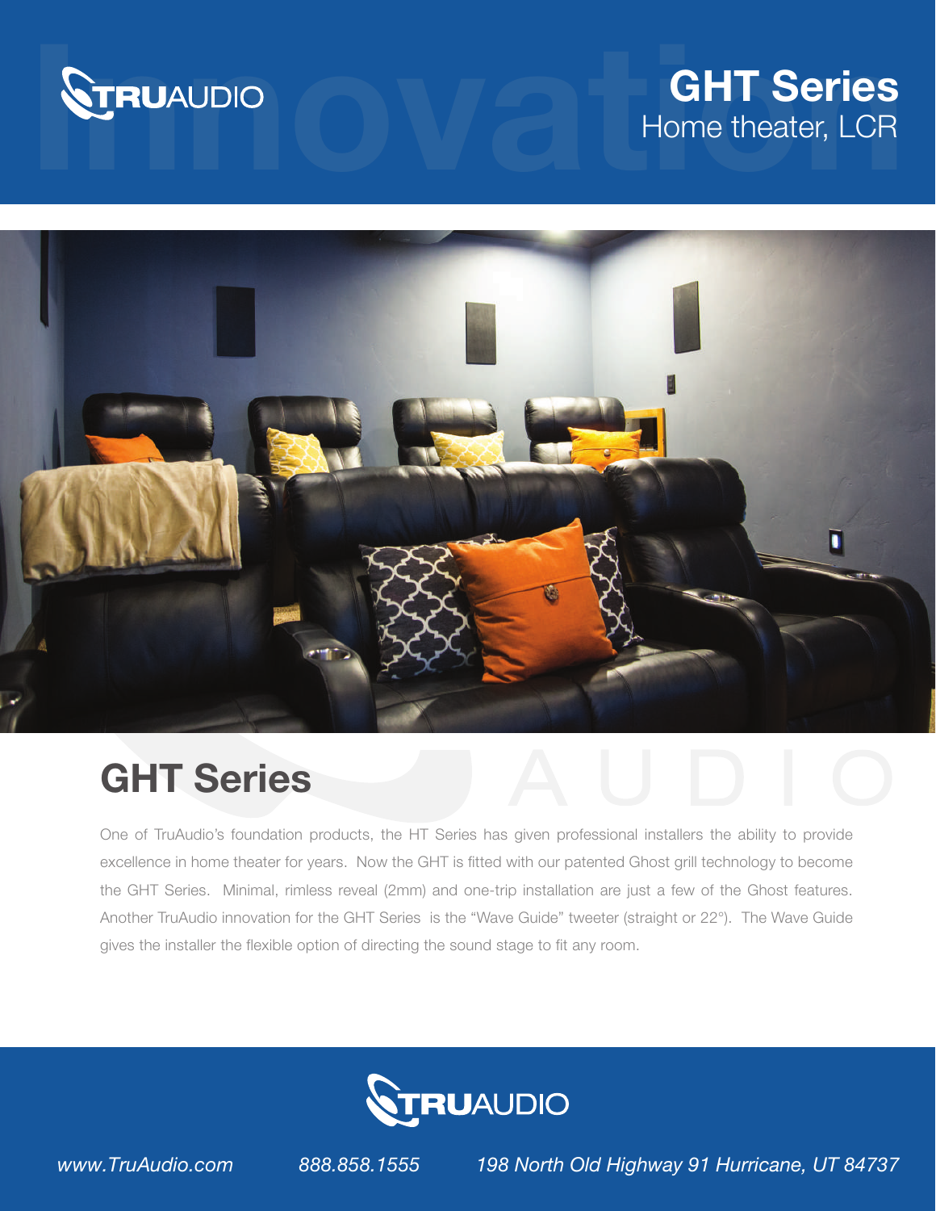TRUAUDIO

# GHT Series

Home theater, LCR

## GHT Series

One of TruAudio's foundation products, the HT Series has given professional installers the ability to provide excellence in home theater for years. Now the GHT is fitted with our patented Ghost grill technology to become the GHT Series. Minimal, rimless reveal (2mm) and one-trip installation are just a few of the Ghost features. Another TruAudio innovation for the GHT Series is the "Wave Guide" tweeter (straight or 22°). The Wave Guide gives the installer the flexible option of directing the sound stage to fit any room.

TRUAUDIO

*www.TruAudio.com* *888.858.1555* *198 North Old Highway 91 Hurricane, UT 84737*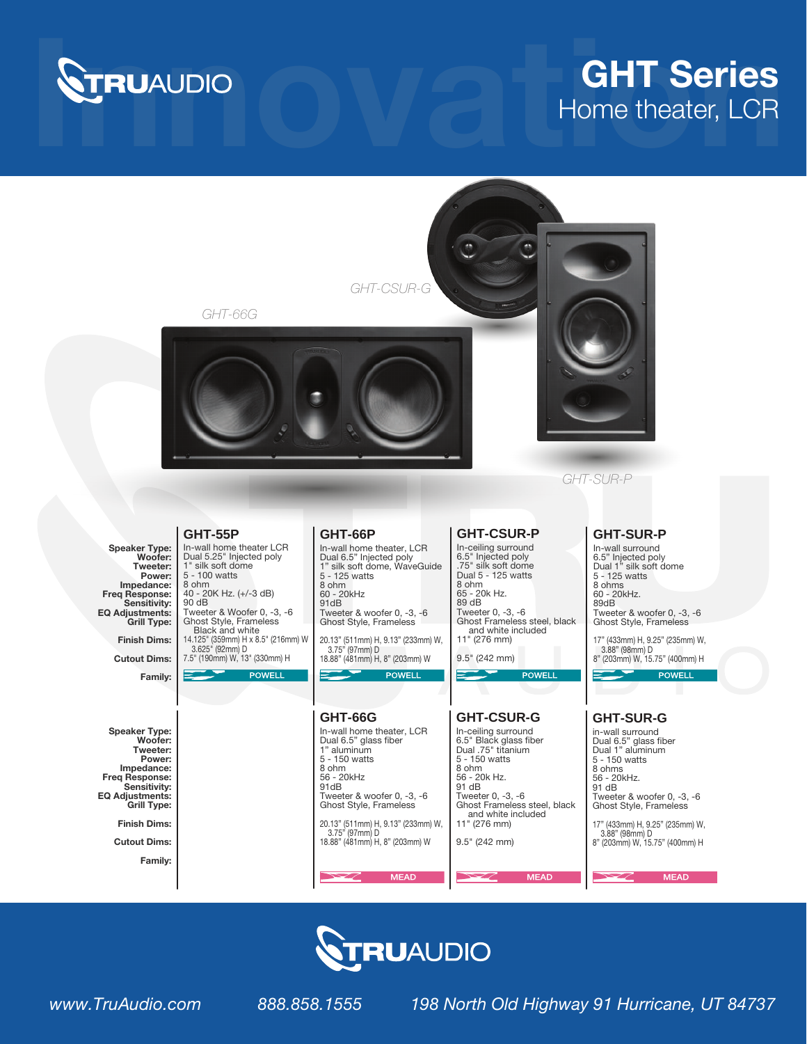# GHT Series

## Home theater, LCR

GHT-CSUR-G

GHT-66G

GHT-SUR-P

| | GHT-55P | GHT-66P | GHT-CSUR-P | GHT-SUR-P |
|---|---|---|---|---|
| Speaker Type: | In-wall home theater LCR | In-wall home theater, LCR | In-ceiling surround | In-wall surround |
| Woofer: | Dual 5.25" Injected poly | Dual 6.5" Injected poly | 6.5" Injected poly | 6.5" Injected poly |
| Tweeter: | 1" silk soft dome | 1" silk soft dome, WaveGuide | .75" silk soft dome | Dual 1" silk soft dome |
| Power: | 5 - 100 watts | 5 - 125 watts | Dual 5 - 125 watts | 5 - 125 watts |
| Impedance: | 8 ohm | 8 ohm | 8 ohm | 8 ohms |
| Freq Response: | 40 - 20K Hz. (+/-3 dB) | 60 - 20kHz | 65 - 20k Hz. | 60 - 20kHz. |
| Sensitivity: | 90 dB | 91dB | 89 dB | 89dB |
| EQ Adjustments: | Tweeter & Woofer 0, -3, -6 | Tweeter & woofer 0, -3, -6 | Tweeter 0, -3, -6 | Tweeter & woofer 0, -3, -6 |
| Grill Type: | Ghost Style, Frameless Black and white | Ghost Style, Frameless | Ghost Frameless steel, black and white included | Ghost Style, Frameless |
| Finish Dims: | 14.125" (359mm) H x 8.5" (216mm) W 3.625" (92mm) D | 20.13" (511mm) H, 9.13" (233mm) W, 3.75" (97mm) D | 11" (276 mm) | 17" (433mm) H, 9.25" (235mm) W, 3.88" (98mm) D |
| Cutout Dims: | 7.5" (190mm) W, 13" (330mm) H | 18.88" (481mm) H, 8" (203mm) W | 9.5" (242 mm) | 8" (203mm) W, 15.75" (400mm) H |
| Family: | POWELL | POWELL | POWELL | POWELL |

| | | GHT-66G | GHT-CSUR-G | GHT-SUR-G |
|---|---|---|---|---|
| Speaker Type: | | In-wall home theater, LCR | In-ceiling surround | in-wall surround |
| Woofer: | | Dual 6.5" glass fiber | 6.5" Black glass fiber | Dual 6.5" glass fiber |
| Tweeter: | | 1" aluminum | Dual .75" titanium | Dual 1" aluminum |
| Power: | | 5 - 150 watts | 5 - 150 watts | 5 - 150 watts |
| Impedance: | | 8 ohm | 8 ohm | 8 ohms |
| Freq Response: | | 56 - 20kHz | 56 - 20k Hz. | 56 - 20kHz. |
| Sensitivity: | | 91dB | 91 dB | 91 dB |
| EQ Adjustments: | | Tweeter & woofer 0, -3, -6 | Tweeter 0, -3, -6 | Tweeter & woofer 0, -3, -6 |
| Grill Type: | | Ghost Style, Frameless | Ghost Frameless steel, black and white included | Ghost Style, Frameless |
| Finish Dims: | | 20.13" (511mm) H, 9.13" (233mm) W, 3.75" (97mm) D | 11" (276 mm) | 17" (433mm) H, 9.25" (235mm) W, 3.88" (98mm) D |
| Cutout Dims: | | 18.88" (481mm) H, 8" (203mm) W | 9.5" (242 mm) | 8" (203mm) W, 15.75" (400mm) H |
| Family: | | MEAD | MEAD | MEAD |

TRUAUDIO

www.TruAudio.com 888.858.1555 198 North Old Highway 91 Hurricane, UT 84737